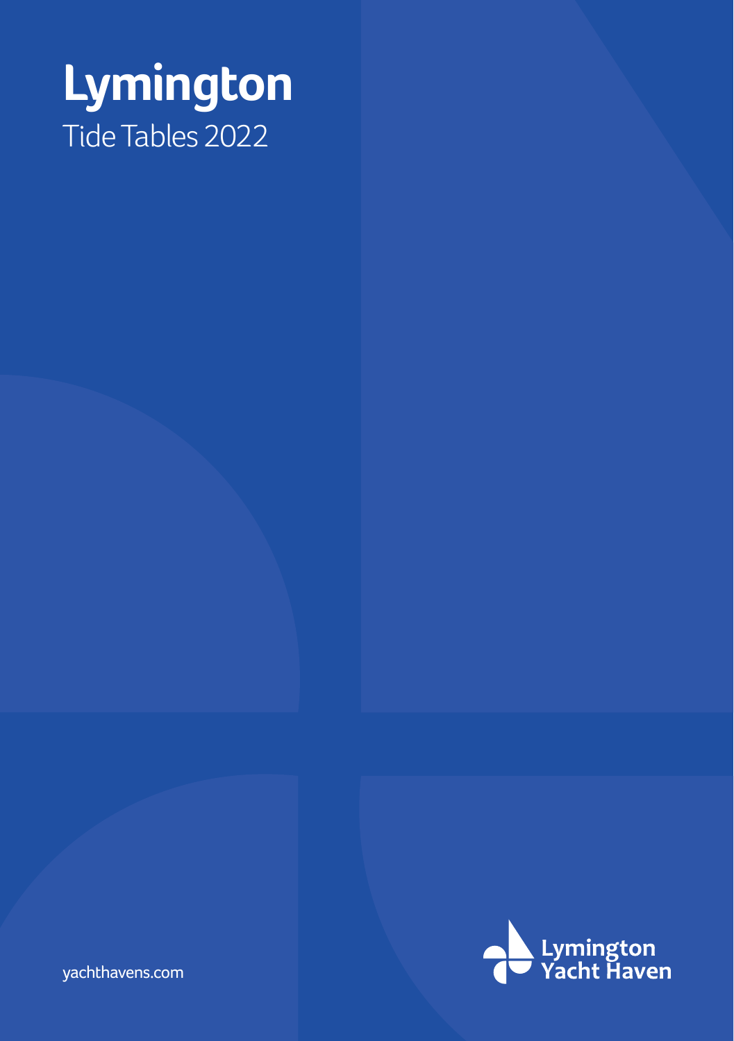# Lymington

Tide Tables 2022

yachthavens.com

Lymington Yacht Haven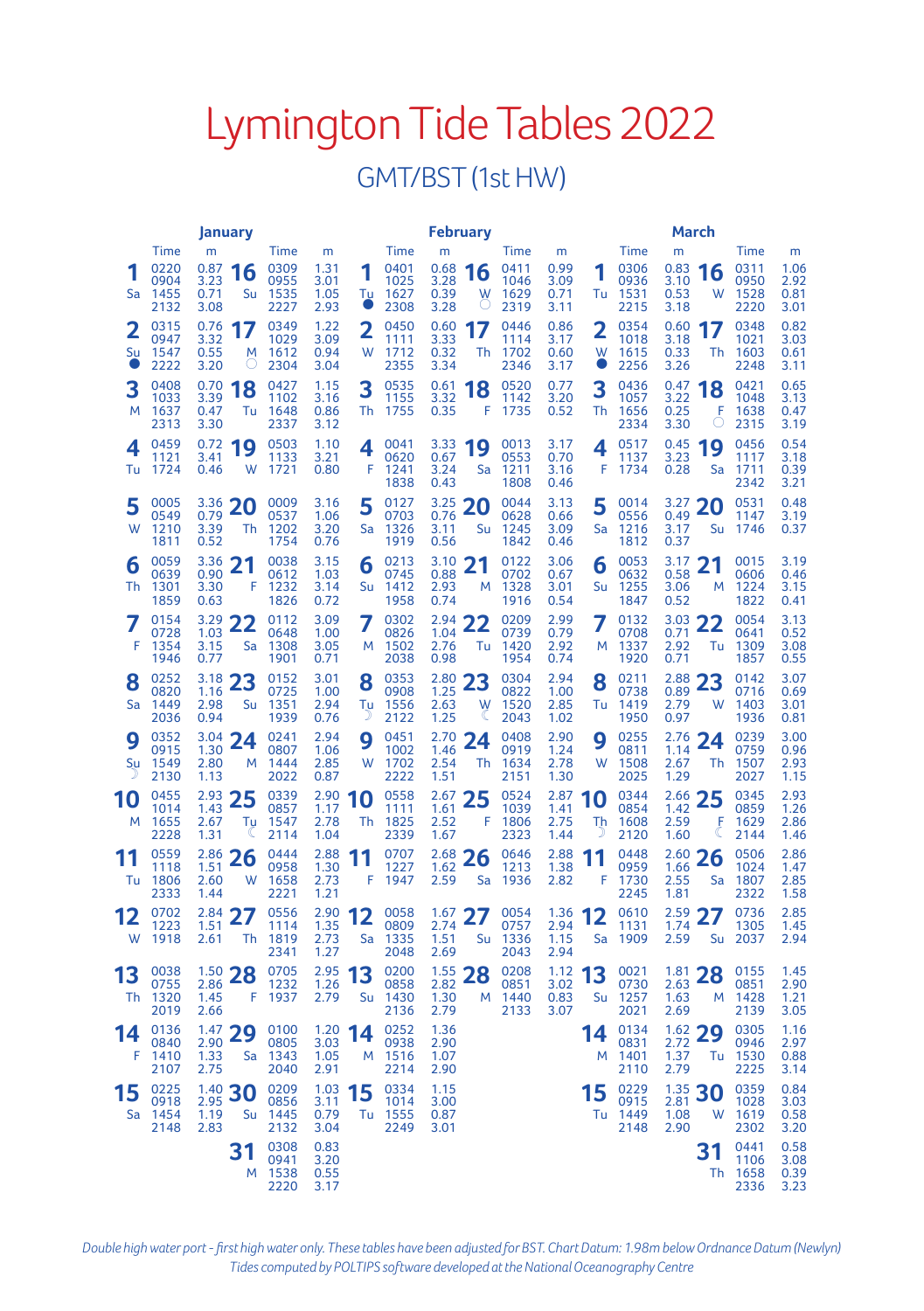# Lymington Tide Tables 2022

## GMT/BST (1st HW)

### January

| Date | Day | Time | m | Time | m | Time | m | Time | m |
|---|---|---|---|---|---|---|---|---|---|
| 1 | Sa | 0220 | 0.87 | 0904 | 3.23 | 1455 | 0.71 | 2132 | 3.08 |
| 2 | Su ● | 0315 | 0.76 | 0947 | 3.32 | 1547 | 0.55 | 2222 | 3.20 |
| 3 | M | 0408 | 0.70 | 1033 | 3.39 | 1637 | 0.47 | 2313 | 3.30 |
| 4 | Tu | 0459 | 0.72 | 1121 | 3.41 | 1724 | 0.46 | | |
| 5 | W | 0005 | 3.36 | 0549 | 0.79 | 1210 | 3.39 | 1811 | 0.52 |
| 6 | Th | 0059 | 3.36 | 0639 | 0.90 | 1301 | 3.30 | 1859 | 0.63 |
| 7 | F | 0154 | 3.29 | 0728 | 1.03 | 1354 | 3.15 | 1946 | 0.77 |
| 8 | Sa | 0252 | 3.18 | 0820 | 1.16 | 1449 | 2.98 | 2036 | 0.94 |
| 9 | Su ☽ | 0352 | 3.04 | 0915 | 1.30 | 1549 | 2.80 | 2130 | 1.13 |
| 10 | M | 0455 | 2.93 | 1014 | 1.43 | 1655 | 2.67 | 2228 | 1.31 |
| 11 | Tu | 0559 | 2.86 | 1118 | 1.51 | 1806 | 2.60 | 2333 | 1.44 |
| 12 | W | 0702 | 2.84 | 1223 | 1.51 | 1918 | 2.61 | | |
| 13 | Th | 0038 | 1.50 | 0755 | 2.86 | 1320 | 1.45 | 2019 | 2.66 |
| 14 | F | 0136 | 1.47 | 0840 | 2.90 | 1410 | 1.33 | 2107 | 2.75 |
| 15 | Sa | 0225 | 1.40 | 0918 | 2.95 | 1454 | 1.19 | 2148 | 2.83 |
| 16 | Su | 0309 | 1.31 | 0955 | 3.01 | 1535 | 1.05 | 2227 | 2.93 |
| 17 | M ○ | 0349 | 1.22 | 1029 | 3.09 | 1612 | 0.94 | 2304 | 3.04 |
| 18 | Tu | 0427 | 1.15 | 1102 | 3.16 | 1648 | 0.86 | 2337 | 3.12 |
| 19 | W | 0503 | 1.10 | 1133 | 3.21 | 1721 | 0.80 | | |
| 20 | Th | 0009 | 3.16 | 0537 | 1.06 | 1202 | 3.20 | 1754 | 0.76 |
| 21 | F | 0038 | 3.15 | 0612 | 1.03 | 1232 | 3.14 | 1826 | 0.72 |
| 22 | Sa | 0112 | 3.09 | 0648 | 1.00 | 1308 | 3.05 | 1901 | 0.71 |
| 23 | Su | 0152 | 3.01 | 0725 | 1.00 | 1351 | 2.94 | 1939 | 0.76 |
| 24 | M | 0241 | 2.94 | 0807 | 1.06 | 1444 | 2.85 | 2022 | 0.87 |
| 25 | Tu ☾ | 0339 | 2.90 | 0857 | 1.17 | 1547 | 2.78 | 2114 | 1.04 |
| 26 | W | 0444 | 2.88 | 0958 | 1.30 | 1658 | 2.73 | 2221 | 1.21 |
| 27 | Th | 0556 | 2.90 | 1114 | 1.35 | 1819 | 2.73 | 2341 | 1.27 |
| 28 | F | 0705 | 2.95 | 1232 | 1.26 | 1937 | 2.79 | | |
| 29 | Sa | 0100 | 1.20 | 0805 | 3.03 | 1343 | 1.05 | 2040 | 2.91 |
| 30 | Su | 0209 | 1.03 | 0856 | 3.11 | 1445 | 0.79 | 2132 | 3.04 |
| 31 | M | 0308 | 0.83 | 0941 | 3.20 | 1538 | 0.55 | 2220 | 3.17 |

### February

| Date | Day | Time | m | Time | m | Time | m | Time | m |
|---|---|---|---|---|---|---|---|---|---|
| 1 | Tu ● | 0401 | 0.68 | 1025 | 3.28 | 1627 | 0.39 | 2308 | 3.28 |
| 2 | W | 0450 | 0.60 | 1111 | 3.33 | 1712 | 0.32 | 2355 | 3.34 |
| 3 | Th | 0535 | 0.61 | 1155 | 3.32 | 1755 | 0.35 | | |
| 4 | F | 0041 | 3.33 | 0620 | 0.67 | 1241 | 3.24 | 1838 | 0.43 |
| 5 | Sa | 0127 | 3.25 | 0703 | 0.76 | 1326 | 3.11 | 1919 | 0.56 |
| 6 | Su | 0213 | 3.10 | 0745 | 0.88 | 1412 | 2.93 | 1958 | 0.74 |
| 7 | M | 0302 | 2.94 | 0826 | 1.04 | 1502 | 2.76 | 2038 | 0.98 |
| 8 | Tu ☽ | 0353 | 2.80 | 0908 | 1.25 | 1556 | 2.63 | 2122 | 1.25 |
| 9 | W | 0451 | 2.70 | 1002 | 1.46 | 1702 | 2.54 | 2222 | 1.51 |
| 10 | Th | 0558 | 2.67 | 1111 | 1.61 | 1825 | 2.52 | 2339 | 1.67 |
| 11 | F | 0707 | 2.68 | 1227 | 1.62 | 1947 | 2.59 | | |
| 12 | Sa | 0058 | 1.67 | 0809 | 2.74 | 1335 | 1.51 | 2048 | 2.69 |
| 13 | Su | 0200 | 1.55 | 0858 | 2.82 | 1430 | 1.30 | 2136 | 2.79 |
| 14 | M | 0252 | 1.36 | 0938 | 2.90 | 1516 | 1.07 | 2214 | 2.90 |
| 15 | Tu | 0334 | 1.15 | 1014 | 3.00 | 1555 | 0.87 | 2249 | 3.01 |
| 16 | W ○ | 0411 | 0.99 | 1046 | 3.09 | 1629 | 0.71 | 2319 | 3.11 |
| 17 | Th | 0446 | 0.86 | 1114 | 3.17 | 1702 | 0.60 | 2346 | 3.17 |
| 18 | F | 0520 | 0.77 | 1142 | 3.20 | 1735 | 0.52 | | |
| 19 | Sa | 0013 | 3.17 | 0553 | 0.70 | 1211 | 3.16 | 1808 | 0.46 |
| 20 | Su | 0044 | 3.13 | 0628 | 0.66 | 1245 | 3.09 | 1842 | 0.46 |
| 21 | M | 0122 | 3.06 | 0702 | 0.67 | 1328 | 3.01 | 1916 | 0.54 |
| 22 | Tu | 0209 | 2.99 | 0739 | 0.79 | 1420 | 2.92 | 1954 | 0.74 |
| 23 | W ☾ | 0304 | 2.94 | 0822 | 1.00 | 1520 | 2.85 | 2043 | 1.02 |
| 24 | Th | 0408 | 2.90 | 0919 | 1.24 | 1634 | 2.78 | 2151 | 1.30 |
| 25 | F | 0524 | 2.87 | 1039 | 1.41 | 1806 | 2.75 | 2323 | 1.44 |
| 26 | Sa | 0646 | 2.88 | 1213 | 1.38 | 1936 | 2.82 | | |
| 27 | Su | 0054 | 1.36 | 0757 | 2.94 | 1336 | 1.15 | 2043 | 2.94 |
| 28 | M | 0208 | 1.12 | 0851 | 3.02 | 1440 | 0.83 | 2133 | 3.07 |

### March

| Date | Day | Time | m | Time | m | Time | m | Time | m |
|---|---|---|---|---|---|---|---|---|---|
| 1 | Tu | 0306 | 0.83 | 0936 | 3.10 | 1531 | 0.53 | 2215 | 3.18 |
| 2 | W ● | 0354 | 0.60 | 1018 | 3.18 | 1615 | 0.33 | 2256 | 3.26 |
| 3 | Th | 0436 | 0.47 | 1057 | 3.22 | 1656 | 0.25 | 2334 | 3.30 |
| 4 | F | 0517 | 0.45 | 1137 | 3.23 | 1734 | 0.28 | | |
| 5 | Sa | 0014 | 3.27 | 0556 | 0.49 | 1216 | 3.17 | 1812 | 0.37 |
| 6 | Su | 0053 | 3.17 | 0632 | 0.58 | 1255 | 3.06 | 1847 | 0.52 |
| 7 | M | 0132 | 3.03 | 0708 | 0.71 | 1337 | 2.92 | 1920 | 0.71 |
| 8 | Tu | 0211 | 2.88 | 0738 | 0.89 | 1419 | 2.79 | 1950 | 0.97 |
| 9 | W | 0255 | 2.76 | 0811 | 1.14 | 1508 | 2.67 | 2025 | 1.29 |
| 10 | Th ☽ | 0344 | 2.66 | 0854 | 1.42 | 1608 | 2.59 | 2120 | 1.60 |
| 11 | F | 0448 | 2.60 | 0959 | 1.66 | 1730 | 2.55 | 2245 | 1.81 |
| 12 | Sa | 0610 | 2.59 | 1131 | 1.74 | 1909 | 2.59 | | |
| 13 | Su | 0021 | 1.81 | 0730 | 2.63 | 1257 | 1.63 | 2021 | 2.69 |
| 14 | M | 0134 | 1.62 | 0831 | 2.72 | 1401 | 1.37 | 2110 | 2.79 |
| 15 | Tu | 0229 | 1.35 | 0915 | 2.81 | 1449 | 1.08 | 2148 | 2.90 |
| 16 | W | 0311 | 1.06 | 0950 | 2.92 | 1528 | 0.81 | 2220 | 3.01 |
| 17 | Th | 0348 | 0.82 | 1021 | 3.03 | 1603 | 0.61 | 2248 | 3.11 |
| 18 | F ○ | 0421 | 0.65 | 1048 | 3.13 | 1638 | 0.47 | 2315 | 3.19 |
| 19 | Sa | 0456 | 0.54 | 1117 | 3.18 | 1711 | 0.39 | 2342 | 3.21 |
| 20 | Su | 0531 | 0.48 | 1147 | 3.19 | 1746 | 0.37 | | |
| 21 | M | 0015 | 3.19 | 0606 | 0.46 | 1224 | 3.15 | 1822 | 0.41 |
| 22 | Tu | 0054 | 3.13 | 0641 | 0.52 | 1309 | 3.08 | 1857 | 0.55 |
| 23 | W | 0142 | 3.07 | 0716 | 0.69 | 1403 | 3.01 | 1936 | 0.81 |
| 24 | Th | 0239 | 3.00 | 0759 | 0.96 | 1507 | 2.93 | 2027 | 1.15 |
| 25 | F ☾ | 0345 | 2.93 | 0859 | 1.26 | 1629 | 2.86 | 2144 | 1.46 |
| 26 | Sa | 0506 | 2.86 | 1024 | 1.47 | 1807 | 2.85 | 2322 | 1.58 |
| 27 | Su | 0736 | 2.85 | 1305 | 1.45 | 2037 | 2.94 | | |
| 28 | M | 0155 | 1.45 | 0851 | 2.90 | 1428 | 1.21 | 2139 | 3.05 |
| 29 | Tu | 0305 | 1.16 | 0946 | 2.97 | 1530 | 0.88 | 2225 | 3.14 |
| 30 | W | 0359 | 0.84 | 1028 | 3.03 | 1619 | 0.58 | 2302 | 3.20 |
| 31 | Th | 0441 | 0.58 | 1106 | 3.08 | 1658 | 0.39 | 2336 | 3.23 |

*Double high water port - first high water only. These tables have been adjusted for BST. Chart Datum: 1.98m below Ordnance Datum (Newlyn)*
*Tides computed by POLTIPS software developed at the National Oceanography Centre*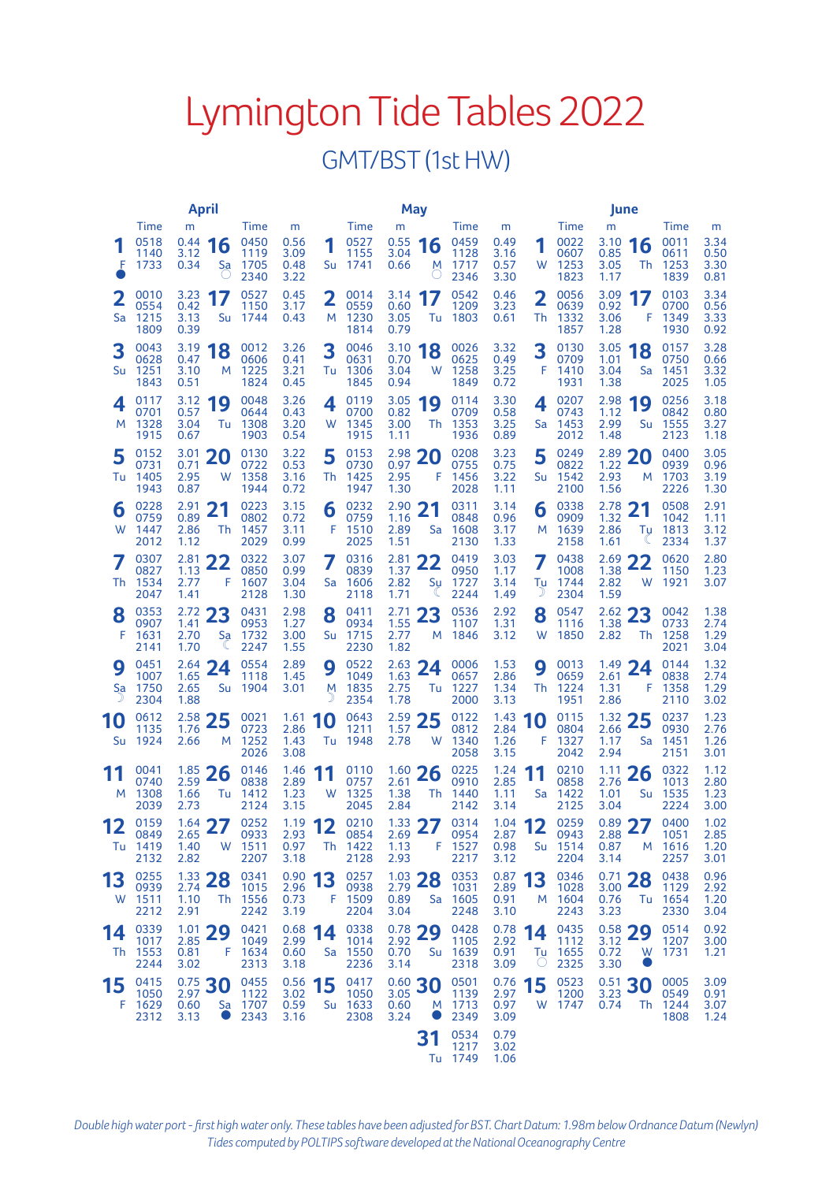# Lymington Tide Tables 2022

## GMT/BST (1st HW)

### April

| Date | Day | Time | m | Time | m | Time | m | Time | m |
|---|---|---|---|---|---|---|---|---|---|
| 1 | F ● | 0518 | 0.44 | 1140 | 3.12 | 1733 | 0.34 | | |
| 2 | Sa | 0010 | 3.23 | 0554 | 0.42 | 1215 | 3.13 | 1809 | 0.39 |
| 3 | Su | 0043 | 3.19 | 0628 | 0.47 | 1251 | 3.10 | 1843 | 0.51 |
| 4 | M | 0117 | 3.12 | 0701 | 0.57 | 1328 | 3.04 | 1915 | 0.67 |
| 5 | Tu | 0152 | 3.01 | 0731 | 0.71 | 1405 | 2.95 | 1943 | 0.87 |
| 6 | W | 0228 | 2.91 | 0759 | 0.89 | 1447 | 2.86 | 2012 | 1.12 |
| 7 | Th | 0307 | 2.81 | 0827 | 1.13 | 1534 | 2.77 | 2047 | 1.41 |
| 8 | F | 0353 | 2.72 | 0907 | 1.41 | 1631 | 2.70 | 2141 | 1.70 |
| 9 | Sa ☽ | 0451 | 2.64 | 1007 | 1.65 | 1750 | 2.65 | 2304 | 1.88 |
| 10 | Su | 0612 | 2.58 | 1135 | 1.76 | 1924 | 2.66 | | |
| 11 | M | 0041 | 1.85 | 0740 | 2.59 | 1308 | 1.66 | 2039 | 2.73 |
| 12 | Tu | 0159 | 1.64 | 0849 | 2.65 | 1419 | 1.40 | 2132 | 2.82 |
| 13 | W | 0255 | 1.33 | 0939 | 2.74 | 1511 | 1.10 | 2212 | 2.91 |
| 14 | Th | 0339 | 1.01 | 1017 | 2.85 | 1553 | 0.81 | 2244 | 3.02 |
| 15 | F | 0415 | 0.75 | 1050 | 2.97 | 1629 | 0.60 | 2312 | 3.13 |
| 16 | Sa ○ | 0450 | 0.56 | 1119 | 3.09 | 1705 | 0.48 | 2340 | 3.22 |
| 17 | Su | 0527 | 0.45 | 1150 | 3.17 | 1744 | 0.43 | | |
| 18 | M | 0012 | 3.26 | 0606 | 0.41 | 1225 | 3.21 | 1824 | 0.45 |
| 19 | Tu | 0048 | 3.26 | 0644 | 0.43 | 1308 | 3.20 | 1903 | 0.54 |
| 20 | W | 0130 | 3.22 | 0722 | 0.53 | 1358 | 3.16 | 1944 | 0.72 |
| 21 | Th | 0223 | 3.15 | 0802 | 0.72 | 1457 | 3.11 | 2029 | 0.99 |
| 22 | F | 0322 | 3.07 | 0850 | 0.99 | 1607 | 3.04 | 2128 | 1.30 |
| 23 | Sa ☾ | 0431 | 2.98 | 0953 | 1.27 | 1732 | 3.00 | 2247 | 1.55 |
| 24 | Su | 0554 | 2.89 | 1118 | 1.45 | 1904 | 3.01 | | |
| 25 | M | 0021 | 1.61 | 0723 | 2.86 | 1252 | 1.43 | 2026 | 3.08 |
| 26 | Tu | 0146 | 1.46 | 0838 | 2.89 | 1412 | 1.23 | 2124 | 3.15 |
| 27 | W | 0252 | 1.19 | 0933 | 2.93 | 1511 | 0.97 | 2207 | 3.18 |
| 28 | Th | 0341 | 0.90 | 1015 | 2.96 | 1556 | 0.73 | 2242 | 3.19 |
| 29 | F | 0421 | 0.68 | 1049 | 2.99 | 1634 | 0.60 | 2313 | 3.18 |
| 30 | Sa ● | 0455 | 0.56 | 1122 | 3.02 | 1707 | 0.59 | 2343 | 3.16 |

### May

| Date | Day | Time | m | Time | m | Time | m | Time | m |
|---|---|---|---|---|---|---|---|---|---|
| 1 | Su | 0527 | 0.55 | 1155 | 3.04 | 1741 | 0.66 | | |
| 2 | M | 0014 | 3.14 | 0559 | 0.60 | 1230 | 3.05 | 1814 | 0.79 |
| 3 | Tu | 0046 | 3.10 | 0631 | 0.70 | 1306 | 3.04 | 1845 | 0.94 |
| 4 | W | 0119 | 3.05 | 0700 | 0.82 | 1345 | 3.00 | 1915 | 1.11 |
| 5 | Th | 0153 | 2.98 | 0730 | 0.97 | 1425 | 2.95 | 1947 | 1.30 |
| 6 | F | 0232 | 2.90 | 0759 | 1.16 | 1510 | 2.89 | 2025 | 1.51 |
| 7 | Sa | 0316 | 2.81 | 0839 | 1.37 | 1606 | 2.82 | 2118 | 1.71 |
| 8 | Su | 0411 | 2.71 | 0934 | 1.55 | 1715 | 2.77 | 2230 | 1.82 |
| 9 | M ☽ | 0522 | 2.63 | 1049 | 1.63 | 1835 | 2.75 | 2354 | 1.78 |
| 10 | Tu | 0643 | 2.59 | 1211 | 1.57 | 1948 | 2.78 | | |
| 11 | W | 0110 | 1.60 | 0757 | 2.61 | 1325 | 1.38 | 2045 | 2.84 |
| 12 | Th | 0210 | 1.33 | 0854 | 2.69 | 1422 | 1.13 | 2128 | 2.93 |
| 13 | F | 0257 | 1.03 | 0938 | 2.79 | 1509 | 0.89 | 2204 | 3.04 |
| 14 | Sa | 0338 | 0.78 | 1014 | 2.92 | 1550 | 0.70 | 2236 | 3.14 |
| 15 | Su | 0417 | 0.60 | 1050 | 3.05 | 1633 | 0.60 | 2308 | 3.24 |
| 16 | M ○ | 0459 | 0.49 | 1128 | 3.16 | 1717 | 0.57 | 2346 | 3.30 |
| 17 | Tu | 0542 | 0.46 | 1209 | 3.23 | 1803 | 0.61 | | |
| 18 | W | 0026 | 3.32 | 0625 | 0.49 | 1258 | 3.25 | 1849 | 0.72 |
| 19 | Th | 0114 | 3.30 | 0709 | 0.58 | 1353 | 3.25 | 1936 | 0.89 |
| 20 | F | 0208 | 3.23 | 0755 | 0.75 | 1456 | 3.22 | 2028 | 1.11 |
| 21 | Sa | 0311 | 3.14 | 0848 | 0.96 | 1608 | 3.17 | 2130 | 1.33 |
| 22 | Su ☾ | 0419 | 3.03 | 0950 | 1.17 | 1727 | 3.14 | 2244 | 1.49 |
| 23 | M | 0536 | 2.92 | 1107 | 1.31 | 1846 | 3.12 | | |
| 24 | Tu | 0006 | 1.53 | 0657 | 2.86 | 1227 | 1.34 | 2000 | 3.13 |
| 25 | W | 0122 | 1.43 | 0812 | 2.84 | 1340 | 1.26 | 2058 | 3.15 |
| 26 | Th | 0225 | 1.24 | 0910 | 2.85 | 1440 | 1.11 | 2142 | 3.14 |
| 27 | F | 0314 | 1.04 | 0954 | 2.87 | 1527 | 0.98 | 2217 | 3.12 |
| 28 | Sa | 0353 | 0.87 | 1031 | 2.89 | 1605 | 0.91 | 2248 | 3.10 |
| 29 | Su | 0428 | 0.78 | 1105 | 2.92 | 1639 | 0.91 | 2318 | 3.09 |
| 30 | M ● | 0501 | 0.76 | 1139 | 2.97 | 1713 | 0.97 | 2349 | 3.09 |
| 31 | Tu | 0534 | 0.79 | 1217 | 3.02 | 1749 | 1.06 | | |

### June

| Date | Day | Time | m | Time | m | Time | m | Time | m |
|---|---|---|---|---|---|---|---|---|---|
| 1 | W | 0022 | 3.10 | 0607 | 0.85 | 1253 | 3.05 | 1823 | 1.17 |
| 2 | Th | 0056 | 3.09 | 0639 | 0.92 | 1332 | 3.06 | 1857 | 1.28 |
| 3 | F | 0130 | 3.05 | 0709 | 1.01 | 1410 | 3.04 | 1931 | 1.38 |
| 4 | Sa | 0207 | 2.98 | 0743 | 1.12 | 1453 | 2.99 | 2012 | 1.48 |
| 5 | Su | 0249 | 2.89 | 0822 | 1.22 | 1542 | 2.93 | 2100 | 1.56 |
| 6 | M | 0338 | 2.78 | 0909 | 1.32 | 1639 | 2.86 | 2158 | 1.61 |
| 7 | Tu ☽ | 0438 | 2.69 | 1008 | 1.38 | 1744 | 2.82 | 2304 | 1.59 |
| 8 | W | 0547 | 2.62 | 1116 | 1.38 | 1850 | 2.82 | | |
| 9 | Th | 0013 | 1.49 | 0659 | 2.61 | 1224 | 1.31 | 1951 | 2.86 |
| 10 | F | 0115 | 1.32 | 0804 | 2.66 | 1327 | 1.17 | 2042 | 2.94 |
| 11 | Sa | 0210 | 1.11 | 0858 | 2.76 | 1422 | 1.01 | 2125 | 3.04 |
| 12 | Su | 0259 | 0.89 | 0943 | 2.88 | 1514 | 0.87 | 2204 | 3.14 |
| 13 | M | 0346 | 0.71 | 1028 | 3.00 | 1604 | 0.76 | 2243 | 3.23 |
| 14 | Tu ○ | 0435 | 0.58 | 1112 | 3.12 | 1655 | 0.72 | 2325 | 3.30 |
| 15 | W | 0523 | 0.51 | 1200 | 3.23 | 1747 | 0.74 | | |
| 16 | Th | 0011 | 3.34 | 0611 | 0.50 | 1253 | 3.30 | 1839 | 0.81 |
| 17 | F | 0103 | 3.34 | 0700 | 0.56 | 1349 | 3.33 | 1930 | 0.92 |
| 18 | Sa | 0157 | 3.28 | 0750 | 0.66 | 1451 | 3.32 | 2025 | 1.05 |
| 19 | Su | 0256 | 3.18 | 0842 | 0.80 | 1555 | 3.27 | 2123 | 1.18 |
| 20 | M | 0400 | 3.05 | 0939 | 0.96 | 1703 | 3.19 | 2226 | 1.30 |
| 21 | Tu ☾ | 0508 | 2.91 | 1042 | 1.11 | 1813 | 3.12 | 2334 | 1.37 |
| 22 | W | 0620 | 2.80 | 1150 | 1.23 | 1921 | 3.07 | | |
| 23 | Th | 0042 | 1.38 | 0733 | 2.74 | 1258 | 1.29 | 2021 | 3.04 |
| 24 | F | 0144 | 1.32 | 0838 | 2.74 | 1358 | 1.29 | 2110 | 3.02 |
| 25 | Sa | 0237 | 1.23 | 0930 | 2.76 | 1451 | 1.26 | 2151 | 3.01 |
| 26 | Su | 0322 | 1.12 | 1013 | 2.80 | 1535 | 1.23 | 2224 | 3.00 |
| 27 | M | 0400 | 1.02 | 1051 | 2.85 | 1616 | 1.20 | 2257 | 3.01 |
| 28 | Tu | 0438 | 0.96 | 1129 | 2.92 | 1654 | 1.20 | 2330 | 3.04 |
| 29 | W ● | 0514 | 0.92 | 1207 | 3.00 | 1731 | 1.21 | | |
| 30 | Th | 0005 | 3.09 | 0549 | 0.91 | 1244 | 3.07 | 1808 | 1.24 |

*Double high water port - first high water only. These tables have been adjusted for BST. Chart Datum: 1.98m below Ordnance Datum (Newlyn)*
*Tides computed by POLTIPS software developed at the National Oceanography Centre*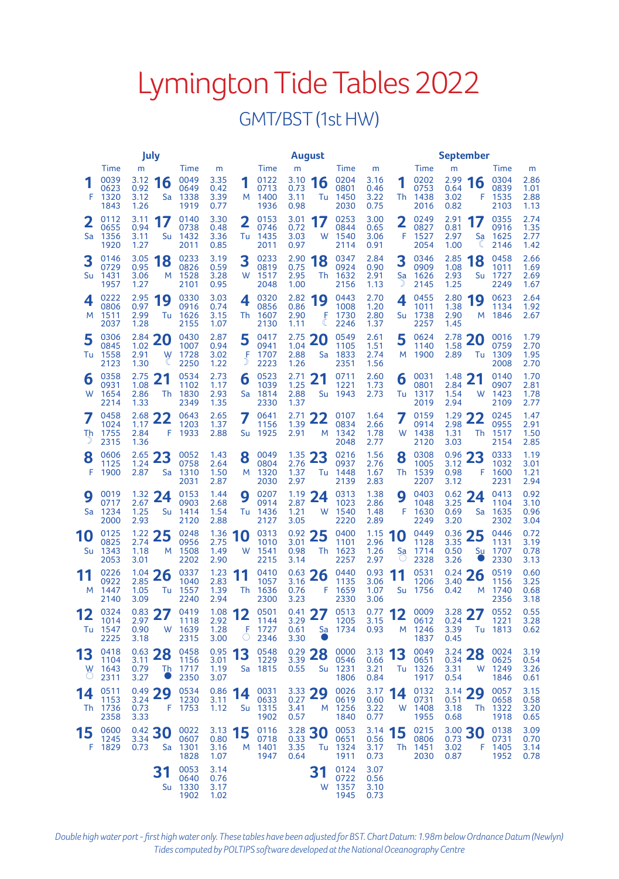# Lymington Tide Tables 2022

## GMT/BST (1st HW)

### July

| Date | Day | Time | m | Date | Day | Time | m |
|---|---|---|---|---|---|---|---|
| 1 | F | 0039<br>0623<br>1320<br>1843 | 3.12<br>0.92<br>3.12<br>1.26 | 16 | Sa | 0049<br>0649<br>1338<br>1919 | 3.35<br>0.42<br>3.39<br>0.77 |
| 2 | Sa | 0112<br>0655<br>1356<br>1920 | 3.11<br>0.94<br>3.11<br>1.27 | 17 | Su | 0140<br>0738<br>1432<br>2011 | 3.30<br>0.48<br>3.36<br>0.85 |
| 3 | Su | 0146<br>0729<br>1431<br>1957 | 3.05<br>0.95<br>3.06<br>1.27 | 18 | M | 0233<br>0826<br>1528<br>2101 | 3.19<br>0.59<br>3.28<br>0.95 |
| 4 | M | 0222<br>0806<br>1511<br>2037 | 2.95<br>0.97<br>2.99<br>1.28 | 19 | Tu | 0330<br>0916<br>1626<br>2155 | 3.03<br>0.74<br>3.15<br>1.07 |
| 5 | Tu | 0306<br>0845<br>1558<br>2123 | 2.84<br>1.02<br>2.91<br>1.30 | 20 | W ☾ | 0430<br>1007<br>1728<br>2250 | 2.87<br>0.94<br>3.02<br>1.22 |
| 6 | W | 0358<br>0931<br>1654<br>2214 | 2.75<br>1.08<br>2.86<br>1.33 | 21 | Th | 0534<br>1102<br>1830<br>2349 | 2.73<br>1.17<br>2.93<br>1.35 |
| 7 | Th ☽ | 0458<br>1024<br>1755<br>2315 | 2.68<br>1.17<br>2.84<br>1.36 | 22 | F | 0643<br>1203<br>1933 | 2.65<br>1.37<br>2.88 |
| 8 | F | 0606<br>1125<br>1900 | 2.65<br>1.24<br>2.87 | 23 | Sa | 0052<br>0758<br>1310<br>2031 | 1.43<br>2.64<br>1.50<br>2.87 |
| 9 | Sa | 0019<br>0717<br>1234<br>2000 | 1.32<br>2.67<br>1.25<br>2.93 | 24 | Su | 0153<br>0903<br>1414<br>2120 | 1.44<br>2.68<br>1.54<br>2.88 |
| 10 | Su | 0125<br>0825<br>1343<br>2053 | 1.22<br>2.74<br>1.18<br>3.01 | 25 | M | 0248<br>0956<br>1508<br>2202 | 1.36<br>2.75<br>1.49<br>2.90 |
| 11 | M | 0226<br>0922<br>1447<br>2140 | 1.04<br>2.85<br>1.05<br>3.09 | 26 | Tu | 0337<br>1040<br>1557<br>2240 | 1.23<br>2.83<br>1.39<br>2.94 |
| 12 | Tu | 0324<br>1014<br>1547<br>2225 | 0.83<br>2.97<br>0.90<br>3.18 | 27 | W | 0419<br>1118<br>1639<br>2315 | 1.08<br>2.92<br>1.28<br>3.00 |
| 13 | W ○ | 0418<br>1104<br>1643<br>2311 | 0.63<br>3.11<br>0.79<br>3.27 | 28 | Th ● | 0458<br>1156<br>1717<br>2350 | 0.95<br>3.01<br>1.19<br>3.07 |
| 14 | Th | 0511<br>1153<br>1736<br>2358 | 0.49<br>3.24<br>0.73<br>3.33 | 29 | F | 0534<br>1230<br>1753 | 0.86<br>3.11<br>1.12 |
| 15 | F | 0600<br>1245<br>1829 | 0.42<br>3.34<br>0.73 | 30 | Sa | 0022<br>0607<br>1301<br>1828 | 3.13<br>0.80<br>3.16<br>1.07 |
| | | | | 31 | Su | 0053<br>0640<br>1330<br>1902 | 3.14<br>0.76<br>3.17<br>1.02 |

### August

| Date | Day | Time | m | Date | Day | Time | m |
|---|---|---|---|---|---|---|---|
| 1 | M | 0122<br>0713<br>1400<br>1936 | 3.10<br>0.73<br>3.11<br>0.98 | 16 | Tu | 0204<br>0801<br>1450<br>2030 | 3.16<br>0.46<br>3.22<br>0.75 |
| 2 | Tu | 0153<br>0746<br>1435<br>2011 | 3.01<br>0.72<br>3.03<br>0.97 | 17 | W | 0253<br>0844<br>1540<br>2114 | 3.00<br>0.65<br>3.06<br>0.91 |
| 3 | W | 0233<br>0819<br>1517<br>2048 | 2.90<br>0.75<br>2.95<br>1.00 | 18 | Th | 0347<br>0924<br>1632<br>2156 | 2.84<br>0.90<br>2.91<br>1.13 |
| 4 | Th | 0320<br>0856<br>1607<br>2130 | 2.82<br>0.86<br>2.90<br>1.11 | 19 | F ☾ | 0443<br>1008<br>1730<br>2246 | 2.70<br>1.20<br>2.80<br>1.37 |
| 5 | F ☽ | 0417<br>0941<br>1707<br>2223 | 2.75<br>1.04<br>2.88<br>1.26 | 20 | Sa | 0549<br>1105<br>1833<br>2351 | 2.61<br>1.51<br>2.74<br>1.56 |
| 6 | Sa | 0523<br>1039<br>1814<br>2330 | 2.71<br>1.25<br>2.88<br>1.37 | 21 | Su | 0711<br>1221<br>1943 | 2.60<br>1.73<br>2.73 |
| 7 | Su | 0641<br>1156<br>1925 | 2.71<br>1.39<br>2.91 | 22 | M | 0107<br>0834<br>1342<br>2048 | 1.64<br>2.66<br>1.78<br>2.77 |
| 8 | M | 0049<br>0804<br>1320<br>2030 | 1.35<br>2.76<br>1.37<br>2.97 | 23 | Tu | 0216<br>0937<br>1448<br>2139 | 1.56<br>2.76<br>1.67<br>2.83 |
| 9 | Tu | 0207<br>0914<br>1436<br>2127 | 1.19<br>2.87<br>1.21<br>3.05 | 24 | W | 0313<br>1023<br>1540<br>2220 | 1.38<br>2.86<br>1.48<br>2.89 |
| 10 | W | 0313<br>1010<br>1541<br>2215 | 0.92<br>3.01<br>0.98<br>3.14 | 25 | Th | 0400<br>1101<br>1623<br>2257 | 1.15<br>2.96<br>1.26<br>2.97 |
| 11 | Th | 0410<br>1057<br>1636<br>2300 | 0.63<br>3.16<br>0.76<br>3.23 | 26 | F | 0440<br>1135<br>1659<br>2330 | 0.93<br>3.06<br>1.07<br>3.06 |
| 12 | F ○ | 0501<br>1144<br>1727<br>2346 | 0.41<br>3.29<br>0.61<br>3.30 | 27 | Sa ● | 0513<br>1205<br>1734 | 0.77<br>3.15<br>0.93 |
| 13 | Sa | 0548<br>1229<br>1815 | 0.29<br>3.39<br>0.55 | 28 | Su | 0000<br>0546<br>1231<br>1806 | 3.13<br>0.66<br>3.21<br>0.84 |
| 14 | Su | 0031<br>0633<br>1315<br>1902 | 3.33<br>0.27<br>3.41<br>0.57 | 29 | M | 0026<br>0619<br>1256<br>1840 | 3.17<br>0.60<br>3.22<br>0.77 |
| 15 | M | 0116<br>0718<br>1401<br>1947 | 3.28<br>0.33<br>3.35<br>0.64 | 30 | Tu | 0053<br>0651<br>1324<br>1911 | 3.14<br>0.56<br>3.17<br>0.73 |
| | | | | 31 | W | 0124<br>0722<br>1357<br>1945 | 3.07<br>0.56<br>3.10<br>0.73 |

### September

| Date | Day | Time | m | Date | Day | Time | m |
|---|---|---|---|---|---|---|---|
| 1 | Th | 0202<br>0753<br>1438<br>2016 | 2.99<br>0.64<br>3.02<br>0.82 | 16 | F | 0304<br>0839<br>1535<br>2103 | 2.86<br>1.01<br>2.88<br>1.13 |
| 2 | F | 0249<br>0827<br>1527<br>2054 | 2.91<br>0.81<br>2.97<br>1.00 | 17 | Sa ☾ | 0355<br>0916<br>1625<br>2146 | 2.74<br>1.35<br>2.77<br>1.42 |
| 3 | Sa ☽ | 0346<br>0909<br>1626<br>2145 | 2.85<br>1.08<br>2.93<br>1.25 | 18 | Su | 0458<br>1011<br>1727<br>2249 | 2.66<br>1.69<br>2.69<br>1.67 |
| 4 | Su | 0455<br>1011<br>1738<br>2257 | 2.80<br>1.38<br>2.90<br>1.45 | 19 | M | 0623<br>1134<br>1846 | 2.64<br>1.92<br>2.67 |
| 5 | M | 0624<br>1140<br>1900 | 2.78<br>1.58<br>2.89 | 20 | Tu | 0016<br>0759<br>1309<br>2008 | 1.79<br>2.70<br>1.95<br>2.70 |
| 6 | Tu | 0031<br>0801<br>1317<br>2019 | 1.48<br>2.84<br>1.54<br>2.94 | 21 | W | 0140<br>0907<br>1423<br>2109 | 1.70<br>2.81<br>1.78<br>2.77 |
| 7 | W | 0159<br>0914<br>1438<br>2120 | 1.29<br>2.98<br>1.31<br>3.03 | 22 | Th | 0245<br>0955<br>1517<br>2154 | 1.47<br>2.91<br>1.50<br>2.85 |
| 8 | Th | 0308<br>1005<br>1539<br>2207 | 0.96<br>3.12<br>0.98<br>3.12 | 23 | F | 0333<br>1032<br>1600<br>2231 | 1.19<br>3.01<br>1.21<br>2.94 |
| 9 | F | 0403<br>1048<br>1630<br>2249 | 0.62<br>3.25<br>0.69<br>3.20 | 24 | Sa | 0413<br>1104<br>1635<br>2302 | 0.92<br>3.10<br>0.96<br>3.04 |
| 10 | Sa ○ | 0449<br>1128<br>1714<br>2328 | 0.36<br>3.35<br>0.50<br>3.26 | 25 | Su ● | 0446<br>1131<br>1707<br>2330 | 0.72<br>3.19<br>0.78<br>3.13 |
| 11 | Su | 0531<br>1206<br>1756 | 0.24<br>3.40<br>0.42 | 26 | M | 0519<br>1156<br>1740<br>2356 | 0.60<br>3.25<br>0.68<br>3.18 |
| 12 | M | 0009<br>0612<br>1246<br>1837 | 3.28<br>0.24<br>3.39<br>0.45 | 27 | Tu | 0552<br>1221<br>1813 | 0.55<br>3.28<br>0.62 |
| 13 | Tu | 0049<br>0651<br>1326<br>1917 | 3.24<br>0.34<br>3.31<br>0.54 | 28 | W | 0024<br>0625<br>1249<br>1846 | 3.19<br>0.54<br>3.26<br>0.61 |
| 14 | W | 0132<br>0731<br>1408<br>1955 | 3.14<br>0.51<br>3.18<br>0.68 | 29 | Th | 0057<br>0658<br>1322<br>1918 | 3.15<br>0.58<br>3.20<br>0.65 |
| 15 | Th | 0215<br>0806<br>1451<br>2030 | 3.00<br>0.73<br>3.02<br>0.87 | 30 | F | 0138<br>0731<br>1405<br>1952 | 3.09<br>0.70<br>3.14<br>0.78 |

*Double high water port - first high water only. These tables have been adjusted for BST. Chart Datum: 1.98m below Ordnance Datum (Newlyn)*

*Tides computed by POLTIPS software developed at the National Oceanography Centre*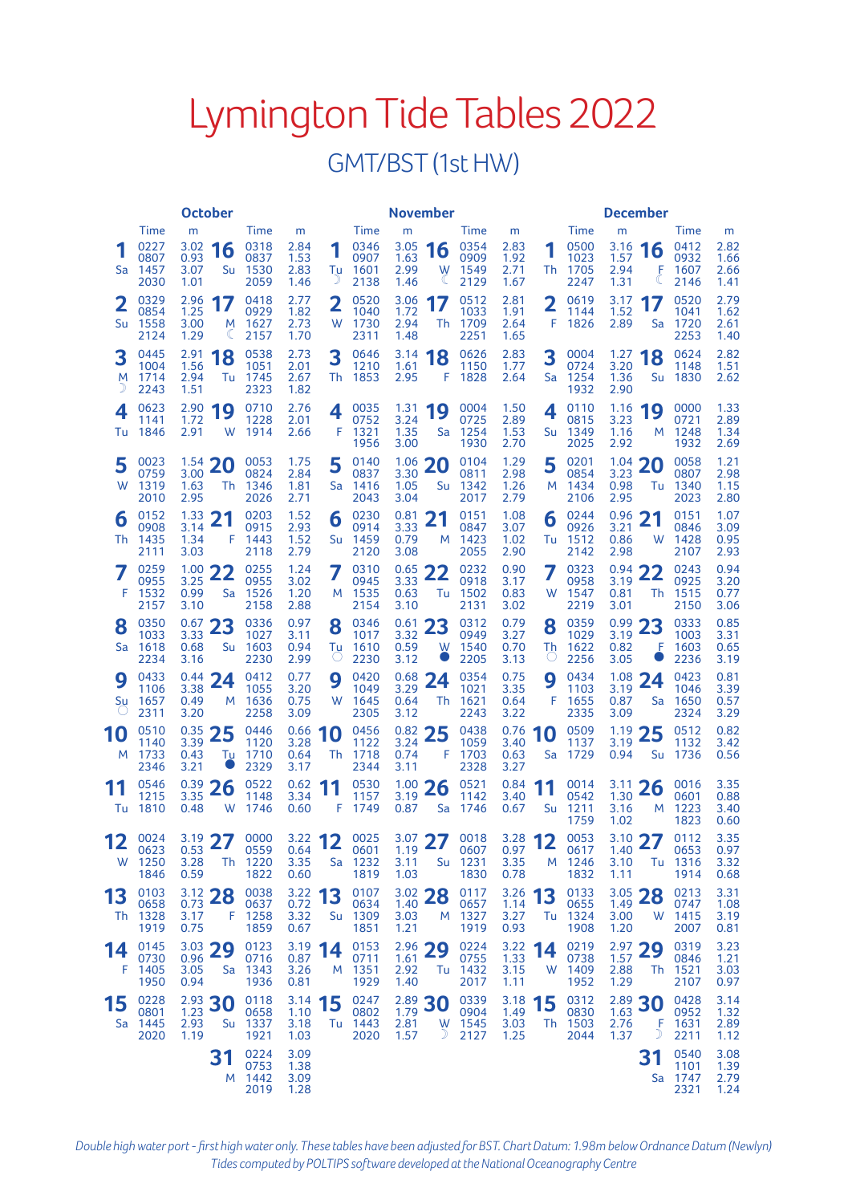# Lymington Tide Tables 2022

## GMT/BST (1st HW)

### October

| Day | Time | m | Day | Time | m |
|---|---|---|---|---|---|
| 1 Sa | 0227 0807 1457 2030 | 3.02 0.93 3.07 1.01 | 16 Su | 0318 0837 1530 2059 | 2.84 1.53 2.83 1.46 |
| 2 Su | 0329 0854 1558 2124 | 2.96 1.25 3.00 1.29 | 17 M ☾ | 0418 0929 1627 2157 | 2.77 1.82 2.73 1.70 |
| 3 M ☽ | 0445 1004 1714 2243 | 2.91 1.56 2.94 1.51 | 18 Tu | 0538 1051 1745 2323 | 2.73 2.01 2.67 1.82 |
| 4 Tu | 0623 1141 1846 | 2.90 1.72 2.91 | 19 W | 0710 1228 1914 | 2.76 2.01 2.66 |
| 5 W | 0023 0759 1319 2010 | 1.54 3.00 1.63 2.95 | 20 Th | 0053 0824 1346 2026 | 1.75 2.84 1.81 2.71 |
| 6 Th | 0152 0908 1435 2111 | 1.33 3.14 1.34 3.03 | 21 F | 0203 0915 1443 2118 | 1.52 2.93 1.52 2.79 |
| 7 F | 0259 0955 1532 2157 | 1.00 3.25 0.99 3.10 | 22 Sa | 0255 0955 1526 2158 | 1.24 3.02 1.20 2.88 |
| 8 Sa | 0350 1033 1618 2234 | 0.67 3.33 0.68 3.16 | 23 Su | 0336 1027 1603 2230 | 0.97 3.11 0.94 2.99 |
| 9 Su ○ | 0433 1106 1657 2311 | 0.44 3.38 0.49 3.20 | 24 M | 0412 1055 1636 2258 | 0.77 3.20 0.75 3.09 |
| 10 M | 0510 1140 1733 2346 | 0.35 3.39 0.43 3.21 | 25 Tu ● | 0446 1120 1710 2329 | 0.66 3.28 0.64 3.17 |
| 11 Tu | 0546 1215 1810 | 0.39 3.35 0.48 | 26 W | 0522 1148 1746 | 0.62 3.34 0.60 |
| 12 W | 0024 0623 1250 1846 | 3.19 0.53 3.28 0.59 | 27 Th | 0000 0559 1220 1822 | 3.22 0.64 3.35 0.60 |
| 13 Th | 0103 0658 1328 1919 | 3.12 0.73 3.17 0.75 | 28 F | 0038 0637 1258 1859 | 3.22 0.72 3.32 0.67 |
| 14 F | 0145 0730 1405 1950 | 3.03 0.96 3.05 0.94 | 29 Sa | 0123 0716 1343 1936 | 3.19 0.87 3.26 0.81 |
| 15 Sa | 0228 0801 1445 2020 | 2.93 1.23 2.93 1.19 | 30 Su | 0118 0658 1337 1921 | 3.14 1.10 3.18 1.03 |
| | | | 31 M | 0224 0753 1442 2019 | 3.09 1.38 3.09 1.28 |

### November

| Day | Time | m | Day | Time | m |
|---|---|---|---|---|---|
| 1 Tu ☽ | 0346 0907 1601 2138 | 3.05 1.63 2.99 1.46 | 16 W ☾ | 0354 0909 1549 2129 | 2.83 1.92 2.71 1.67 |
| 2 W | 0520 1040 1730 2311 | 3.06 1.72 2.94 1.48 | 17 Th | 0512 1033 1709 2251 | 2.81 1.91 2.64 1.65 |
| 3 Th | 0646 1210 1853 | 3.14 1.61 2.95 | 18 F | 0626 1150 1828 | 2.83 1.77 2.64 |
| 4 F | 0035 0752 1321 1956 | 1.31 3.24 1.35 3.00 | 19 Sa | 0004 0725 1254 1930 | 1.50 2.89 1.53 2.70 |
| 5 Sa | 0140 0837 1416 2043 | 1.06 3.30 1.05 3.04 | 20 Su | 0104 0811 1342 2017 | 1.29 2.98 1.26 2.79 |
| 6 Su | 0230 0914 1459 2120 | 0.81 3.33 0.79 3.08 | 21 M | 0151 0847 1423 2055 | 1.08 3.07 1.02 2.90 |
| 7 M | 0310 0945 1535 2154 | 0.65 3.33 0.63 3.10 | 22 Tu | 0232 0918 1502 2131 | 0.90 3.17 0.83 3.02 |
| 8 Tu ○ | 0346 1017 1610 2230 | 0.61 3.32 0.59 3.12 | 23 W ● | 0312 0949 1540 2205 | 0.79 3.27 0.70 3.13 |
| 9 W | 0420 1049 1645 2305 | 0.68 3.29 0.64 3.12 | 24 Th | 0354 1021 1621 2243 | 0.75 3.35 0.64 3.22 |
| 10 Th | 0456 1122 1718 2344 | 0.82 3.24 0.74 3.11 | 25 F | 0438 1059 1703 2328 | 0.76 3.40 0.63 3.27 |
| 11 F | 0530 1157 1749 | 1.00 3.19 0.87 | 26 Sa | 0521 1142 1746 | 0.84 3.40 0.67 |
| 12 Sa | 0025 0601 1232 1819 | 3.07 1.19 3.11 1.03 | 27 Su | 0018 0607 1231 1830 | 3.28 0.97 3.35 0.78 |
| 13 Su | 0107 0634 1309 1851 | 3.02 1.40 3.03 1.21 | 28 M | 0117 0657 1327 1919 | 3.26 1.14 3.27 0.93 |
| 14 M | 0153 0711 1351 1929 | 2.96 1.61 2.92 1.40 | 29 Tu | 0224 0755 1432 2017 | 3.22 1.33 3.15 1.11 |
| 15 Tu | 0247 0802 1443 2020 | 2.89 1.79 2.81 1.57 | 30 W ☽ | 0339 0904 1545 2127 | 3.18 1.49 3.03 1.25 |

### December

| Day | Time | m | Day | Time | m |
|---|---|---|---|---|---|
| 1 Th | 0500 1023 1705 2247 | 3.16 1.57 2.94 1.31 | 16 F ☾ | 0412 0932 1607 2146 | 2.82 1.66 2.66 1.41 |
| 2 F | 0619 1144 1826 | 3.17 1.52 2.89 | 17 Sa | 0520 1041 1720 2253 | 2.79 1.62 2.61 1.40 |
| 3 Sa | 0004 0724 1254 1932 | 1.27 3.20 1.36 2.90 | 18 Su | 0624 1148 1830 | 2.82 1.51 2.62 |
| 4 Su | 0110 0815 1349 2025 | 1.16 3.23 1.16 2.92 | 19 M | 0000 0721 1248 1932 | 1.33 2.89 1.34 2.69 |
| 5 M | 0201 0854 1434 2106 | 1.04 3.23 0.98 2.95 | 20 Tu | 0058 0807 1340 2023 | 1.21 2.98 1.15 2.80 |
| 6 Tu | 0244 0926 1512 2142 | 0.96 3.21 0.86 2.98 | 21 W | 0151 0846 1428 2107 | 1.07 3.09 0.95 2.93 |
| 7 W | 0323 0958 1547 2219 | 0.94 3.19 0.81 3.01 | 22 Th | 0243 0925 1515 2150 | 0.94 3.20 0.77 3.06 |
| 8 Th ○ | 0359 1029 1622 2256 | 0.99 3.19 0.82 3.05 | 23 F ● | 0333 1003 1603 2236 | 0.85 3.31 0.65 3.19 |
| 9 F | 0434 1103 1655 2335 | 1.08 3.19 0.87 3.09 | 24 Sa | 0423 1046 1650 2324 | 0.81 3.39 0.57 3.29 |
| 10 Sa | 0509 1137 1729 | 1.19 3.19 0.94 | 25 Su | 0512 1132 1736 | 0.82 3.42 0.56 |
| 11 Su | 0014 0542 1211 1759 | 3.11 1.30 3.16 1.02 | 26 M | 0016 0601 1223 1823 | 3.35 0.88 3.40 0.60 |
| 12 M | 0053 0617 1246 1832 | 3.10 1.40 3.10 1.11 | 27 Tu | 0112 0653 1316 1914 | 3.35 0.97 3.32 0.68 |
| 13 Tu | 0133 0655 1324 1908 | 3.05 1.49 3.00 1.20 | 28 W | 0213 0747 1415 2007 | 3.31 1.08 3.19 0.81 |
| 14 W | 0219 0738 1409 1952 | 2.97 1.57 2.88 1.29 | 29 Th | 0319 0846 1521 2107 | 3.23 1.21 3.03 0.97 |
| 15 Th | 0312 0830 1503 2044 | 2.89 1.63 2.76 1.37 | 30 F ☽ | 0428 0952 1631 2211 | 3.14 1.32 2.89 1.12 |
| | | | 31 Sa | 0540 1101 1747 2321 | 3.08 1.39 2.79 1.24 |

*Double high water port - first high water only. These tables have been adjusted for BST. Chart Datum: 1.98m below Ordnance Datum (Newlyn)*
*Tides computed by POLTIPS software developed at the National Oceanography Centre*